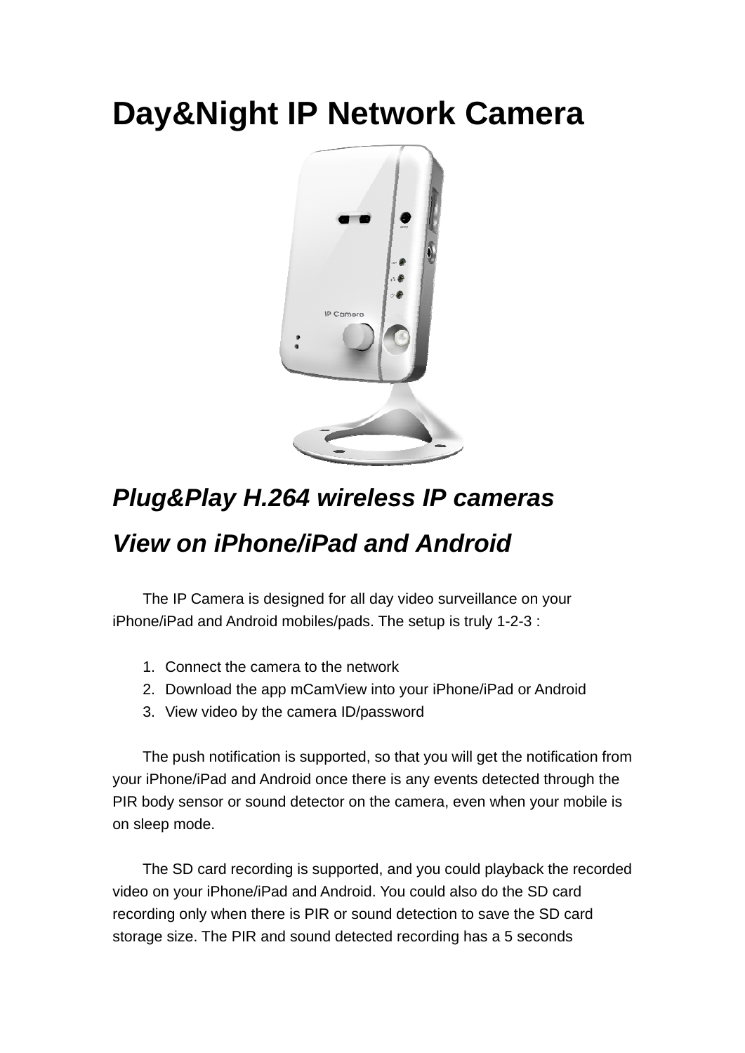# Day&Night IP Network Camera

## *Plug&Play H.264 wireless IP cameras*

## *View on iPhone/iPad and Android*

The IP Camera is designed for all day video surveillance on your iPhone/iPad and Android mobiles/pads. The setup is truly 1-2-3 :

1. Connect the camera to the network
2. Download the app mCamView into your iPhone/iPad or Android
3. View video by the camera ID/password

The push notification is supported, so that you will get the notification from your iPhone/iPad and Android once there is any events detected through the PIR body sensor or sound detector on the camera, even when your mobile is on sleep mode.

The SD card recording is supported, and you could playback the recorded video on your iPhone/iPad and Android. You could also do the SD card recording only when there is PIR or sound detection to save the SD card storage size. The PIR and sound detected recording has a 5 seconds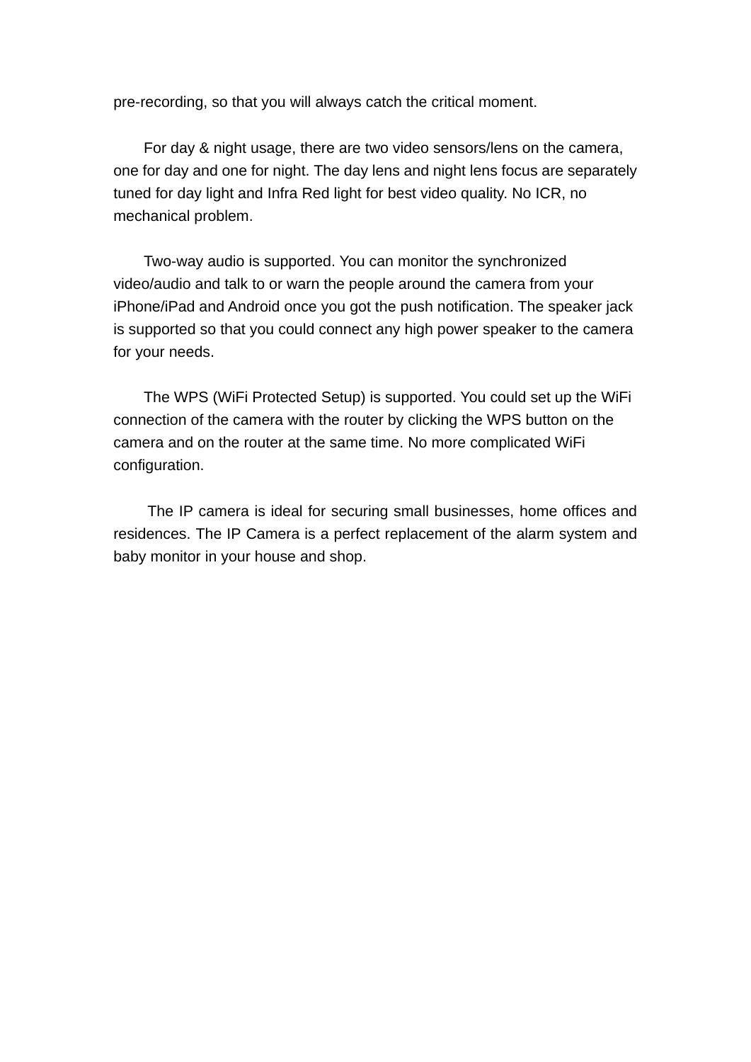pre-recording, so that you will always catch the critical moment.

For day & night usage, there are two video sensors/lens on the camera, one for day and one for night. The day lens and night lens focus are separately tuned for day light and Infra Red light for best video quality. No ICR, no mechanical problem.

Two-way audio is supported. You can monitor the synchronized video/audio and talk to or warn the people around the camera from your iPhone/iPad and Android once you got the push notification. The speaker jack is supported so that you could connect any high power speaker to the camera for your needs.

The WPS (WiFi Protected Setup) is supported. You could set up the WiFi connection of the camera with the router by clicking the WPS button on the camera and on the router at the same time. No more complicated WiFi configuration.

The IP camera is ideal for securing small businesses, home offices and residences. The IP Camera is a perfect replacement of the alarm system and baby monitor in your house and shop.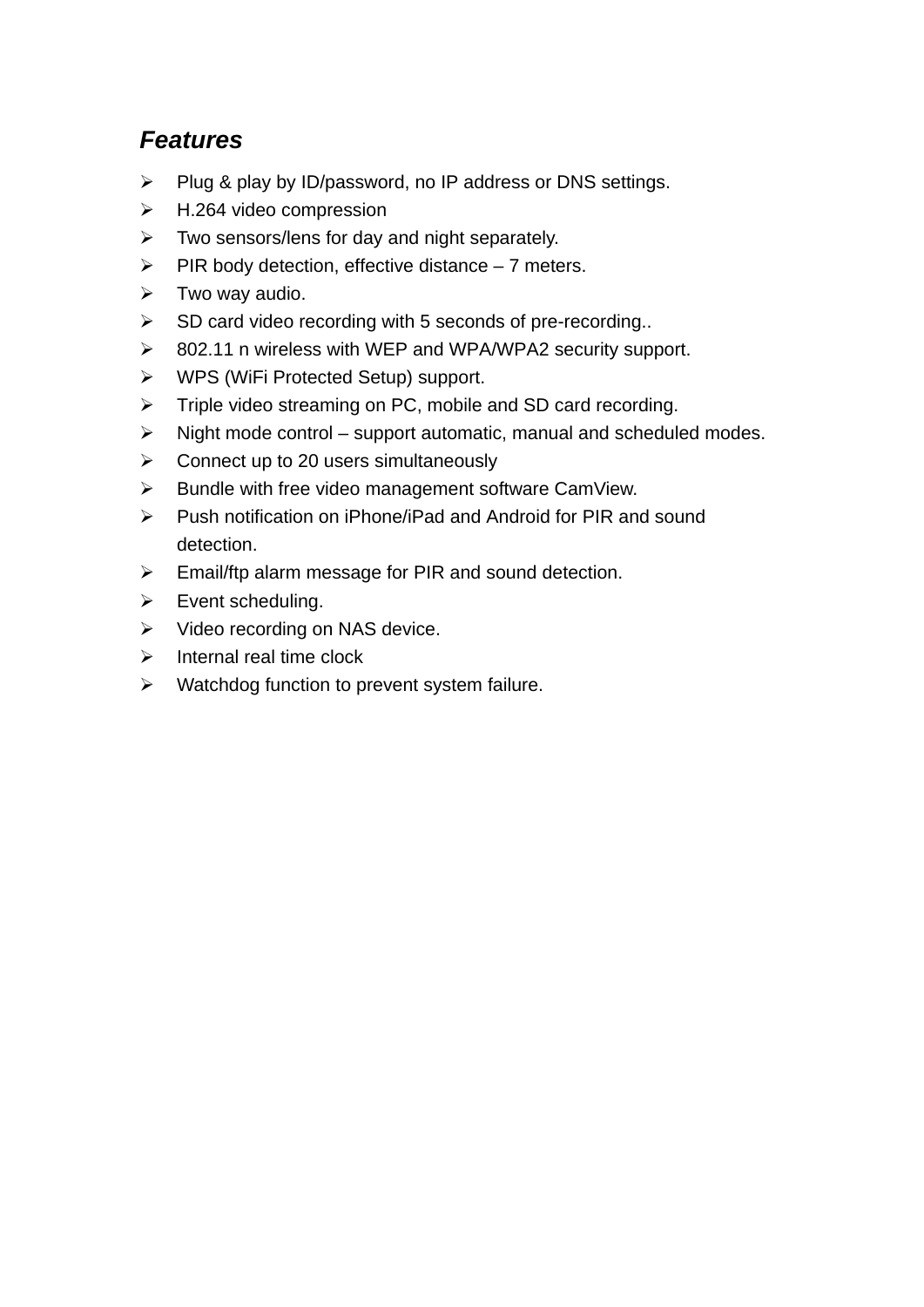## *Features*

- Plug & play by ID/password, no IP address or DNS settings.
- H.264 video compression
- Two sensors/lens for day and night separately.
- PIR body detection, effective distance – 7 meters.
- Two way audio.
- SD card video recording with 5 seconds of pre-recording..
- 802.11 n wireless with WEP and WPA/WPA2 security support.
- WPS (WiFi Protected Setup) support.
- Triple video streaming on PC, mobile and SD card recording.
- Night mode control – support automatic, manual and scheduled modes.
- Connect up to 20 users simultaneously
- Bundle with free video management software CamView.
- Push notification on iPhone/iPad and Android for PIR and sound detection.
- Email/ftp alarm message for PIR and sound detection.
- Event scheduling.
- Video recording on NAS device.
- Internal real time clock
- Watchdog function to prevent system failure.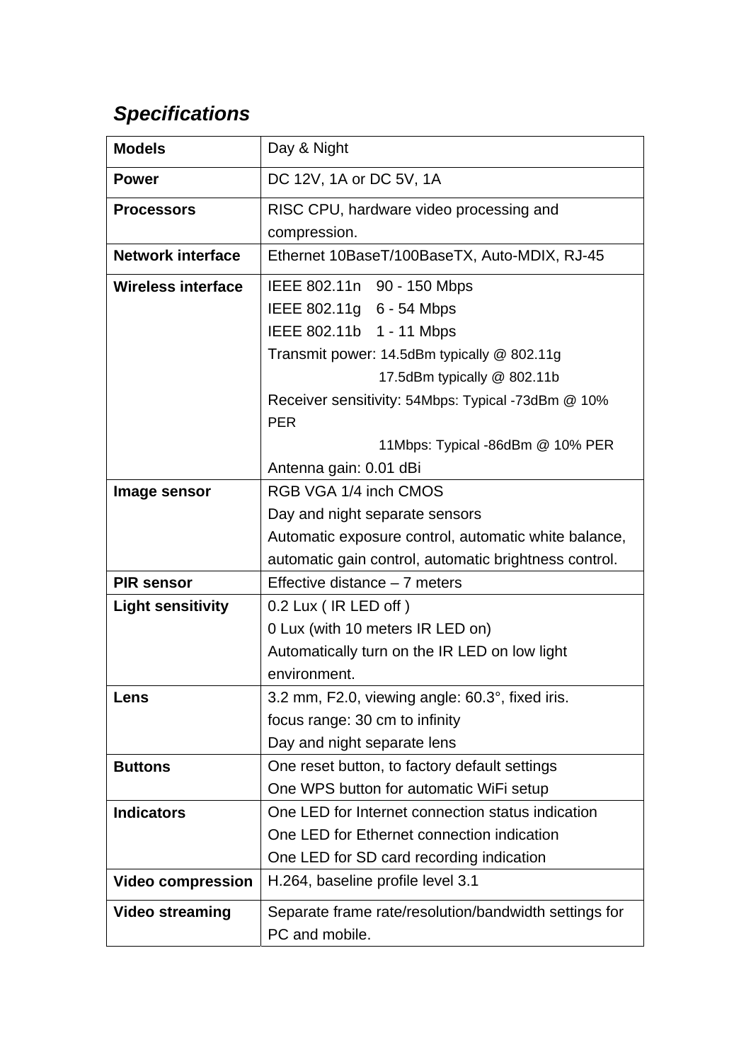## *Specifications*

| **Models** | Day & Night |
|---|---|
| **Power** | DC 12V, 1A or DC 5V, 1A |
| **Processors** | RISC CPU, hardware video processing and compression. |
| **Network interface** | Ethernet 10BaseT/100BaseTX, Auto-MDIX, RJ-45 |
| **Wireless interface** | IEEE 802.11n 90 - 150 Mbps<br>IEEE 802.11g 6 - 54 Mbps<br>IEEE 802.11b 1 - 11 Mbps<br>Transmit power: 14.5dBm typically @ 802.11g<br>17.5dBm typically @ 802.11b<br>Receiver sensitivity: 54Mbps: Typical -73dBm @ 10% PER<br>11Mbps: Typical -86dBm @ 10% PER<br>Antenna gain: 0.01 dBi |
| **Image sensor** | RGB VGA 1/4 inch CMOS<br>Day and night separate sensors<br>Automatic exposure control, automatic white balance, automatic gain control, automatic brightness control. |
| **PIR sensor** | Effective distance – 7 meters |
| **Light sensitivity** | 0.2 Lux ( IR LED off )<br>0 Lux (with 10 meters IR LED on)<br>Automatically turn on the IR LED on low light environment. |
| **Lens** | 3.2 mm, F2.0, viewing angle: 60.3°, fixed iris.<br>focus range: 30 cm to infinity<br>Day and night separate lens |
| **Buttons** | One reset button, to factory default settings<br>One WPS button for automatic WiFi setup |
| **Indicators** | One LED for Internet connection status indication<br>One LED for Ethernet connection indication<br>One LED for SD card recording indication |
| **Video compression** | H.264, baseline profile level 3.1 |
| **Video streaming** | Separate frame rate/resolution/bandwidth settings for PC and mobile. |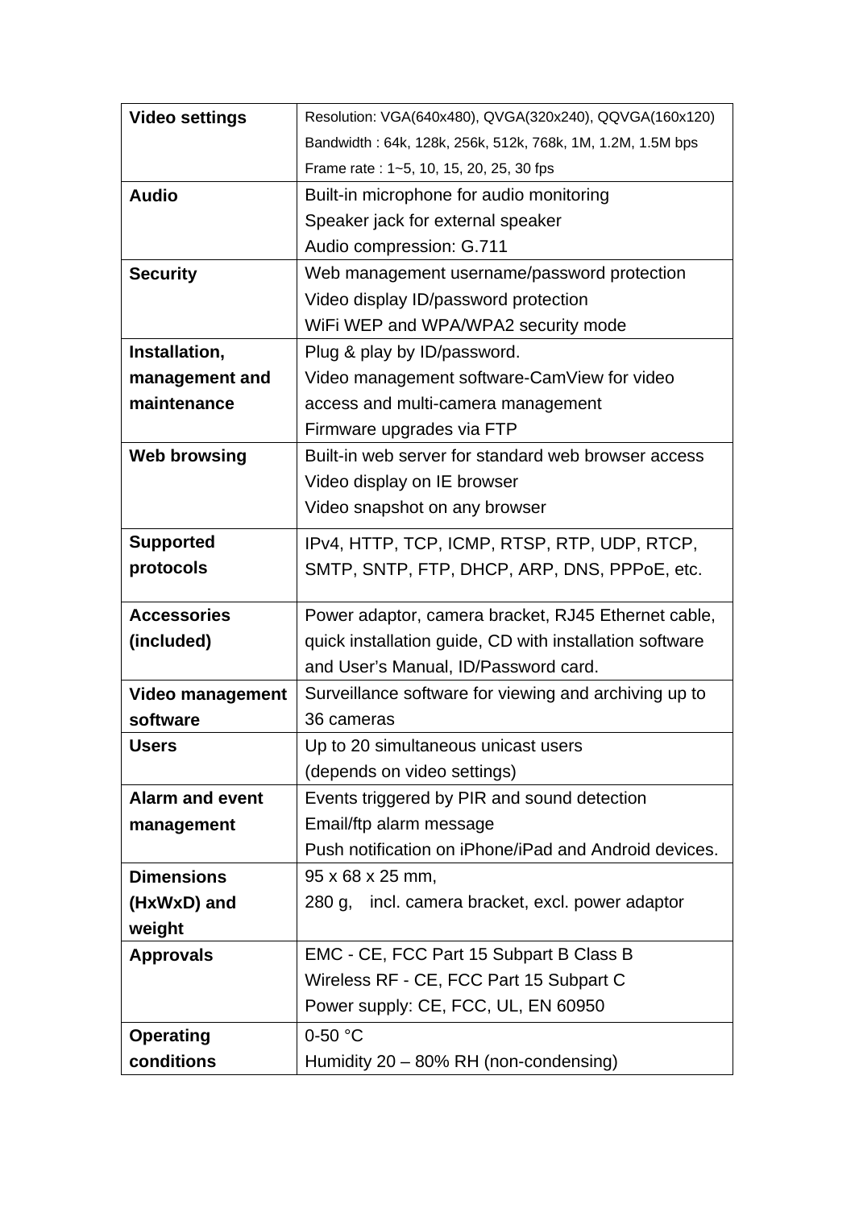| | |
|---|---|
| **Video settings** | Resolution: VGA(640x480), QVGA(320x240), QQVGA(160x120)<br>Bandwidth : 64k, 128k, 256k, 512k, 768k, 1M, 1.2M, 1.5M bps<br>Frame rate : 1~5, 10, 15, 20, 25, 30 fps |
| **Audio** | Built-in microphone for audio monitoring<br>Speaker jack for external speaker<br>Audio compression: G.711 |
| **Security** | Web management username/password protection<br>Video display ID/password protection<br>WiFi WEP and WPA/WPA2 security mode |
| **Installation, management and maintenance** | Plug & play by ID/password.<br>Video management software-CamView for video access and multi-camera management<br>Firmware upgrades via FTP |
| **Web browsing** | Built-in web server for standard web browser access<br>Video display on IE browser<br>Video snapshot on any browser |
| **Supported protocols** | IPv4, HTTP, TCP, ICMP, RTSP, RTP, UDP, RTCP, SMTP, SNTP, FTP, DHCP, ARP, DNS, PPPoE, etc. |
| **Accessories (included)** | Power adaptor, camera bracket, RJ45 Ethernet cable, quick installation guide, CD with installation software and User's Manual, ID/Password card. |
| **Video management software** | Surveillance software for viewing and archiving up to 36 cameras |
| **Users** | Up to 20 simultaneous unicast users<br>(depends on video settings) |
| **Alarm and event management** | Events triggered by PIR and sound detection<br>Email/ftp alarm message<br>Push notification on iPhone/iPad and Android devices. |
| **Dimensions (HxWxD) and weight** | 95 x 68 x 25 mm,<br>280 g, incl. camera bracket, excl. power adaptor |
| **Approvals** | EMC - CE, FCC Part 15 Subpart B Class B<br>Wireless RF - CE, FCC Part 15 Subpart C<br>Power supply: CE, FCC, UL, EN 60950 |
| **Operating conditions** | 0-50 °C<br>Humidity 20 – 80% RH (non-condensing) |